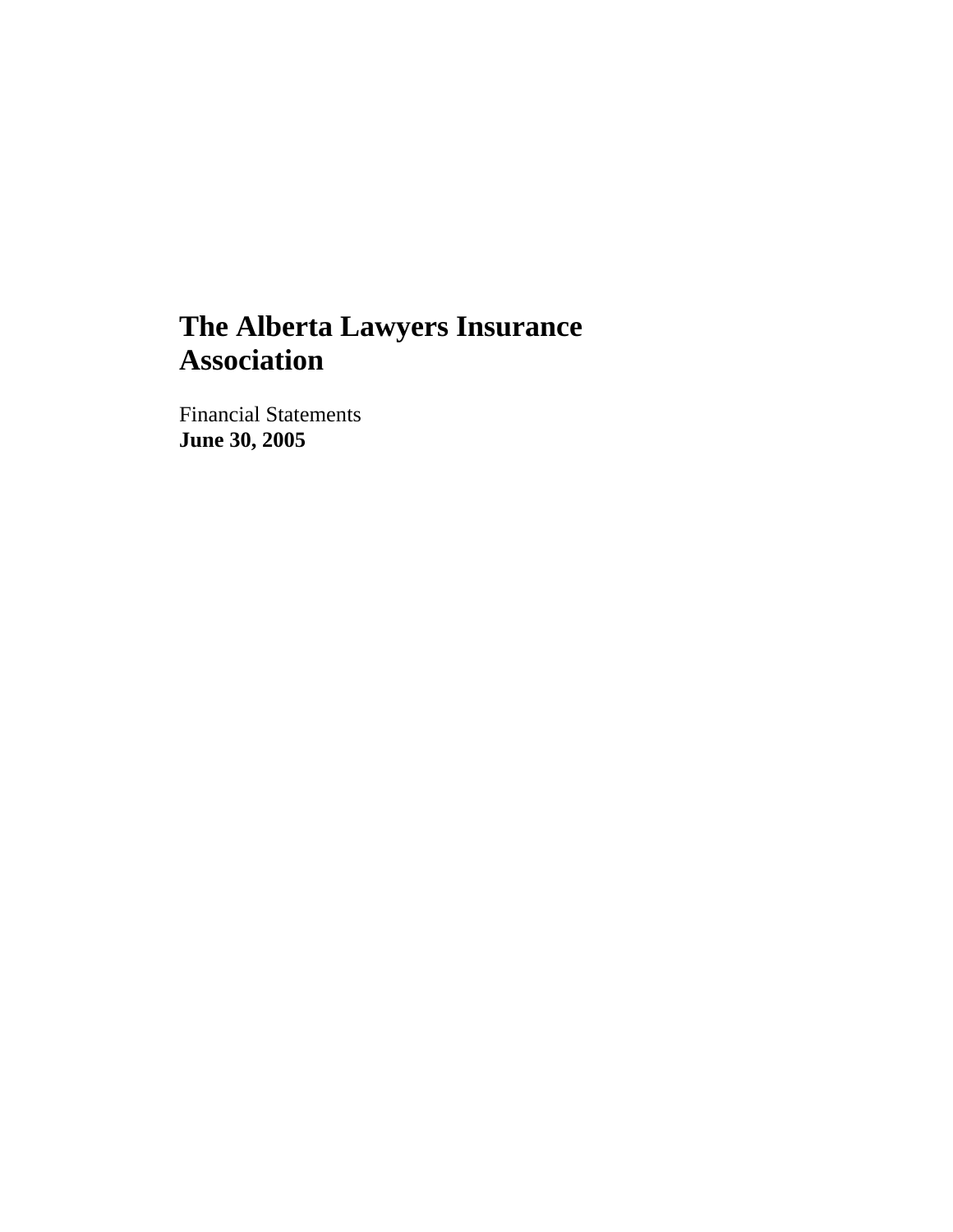# The Alberta Lawyers Insurance Association

Financial Statements
**June 30, 2005**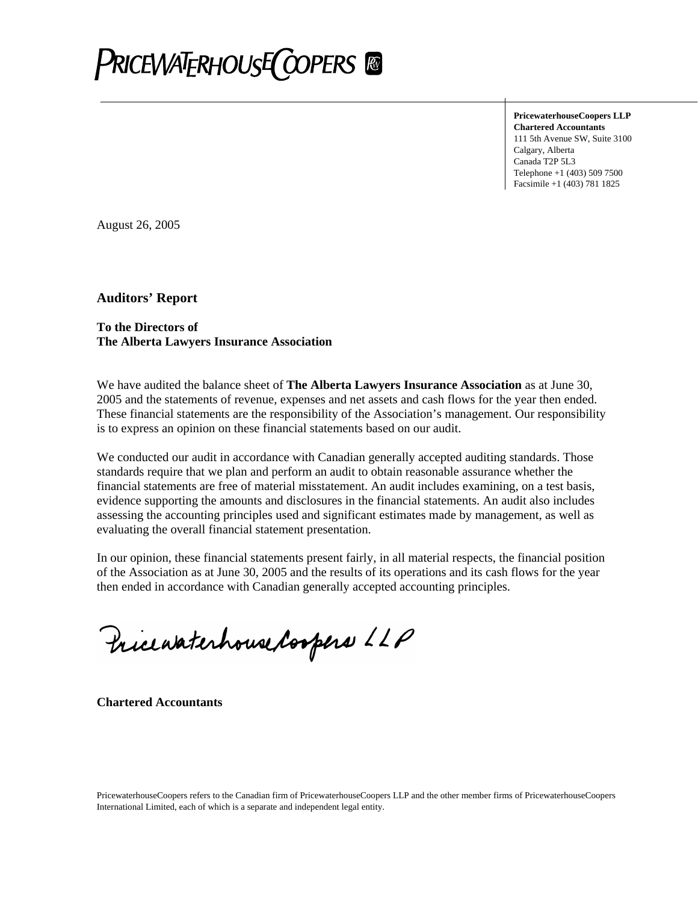**PricewaterhouseCoopers LLP**
**Chartered Accountants**
111 5th Avenue SW, Suite 3100
Calgary, Alberta
Canada T2P 5L3
Telephone +1 (403) 509 7500
Facsimile +1 (403) 781 1825

August 26, 2005

## Auditors' Report

**To the Directors of**
**The Alberta Lawyers Insurance Association**

We have audited the balance sheet of **The Alberta Lawyers Insurance Association** as at June 30, 2005 and the statements of revenue, expenses and net assets and cash flows for the year then ended. These financial statements are the responsibility of the Association's management. Our responsibility is to express an opinion on these financial statements based on our audit.

We conducted our audit in accordance with Canadian generally accepted auditing standards. Those standards require that we plan and perform an audit to obtain reasonable assurance whether the financial statements are free of material misstatement. An audit includes examining, on a test basis, evidence supporting the amounts and disclosures in the financial statements. An audit also includes assessing the accounting principles used and significant estimates made by management, as well as evaluating the overall financial statement presentation.

In our opinion, these financial statements present fairly, in all material respects, the financial position of the Association as at June 30, 2005 and the results of its operations and its cash flows for the year then ended in accordance with Canadian generally accepted accounting principles.

PricewaterhouseCoopers LLP

**Chartered Accountants**

PricewaterhouseCoopers refers to the Canadian firm of PricewaterhouseCoopers LLP and the other member firms of PricewaterhouseCoopers International Limited, each of which is a separate and independent legal entity.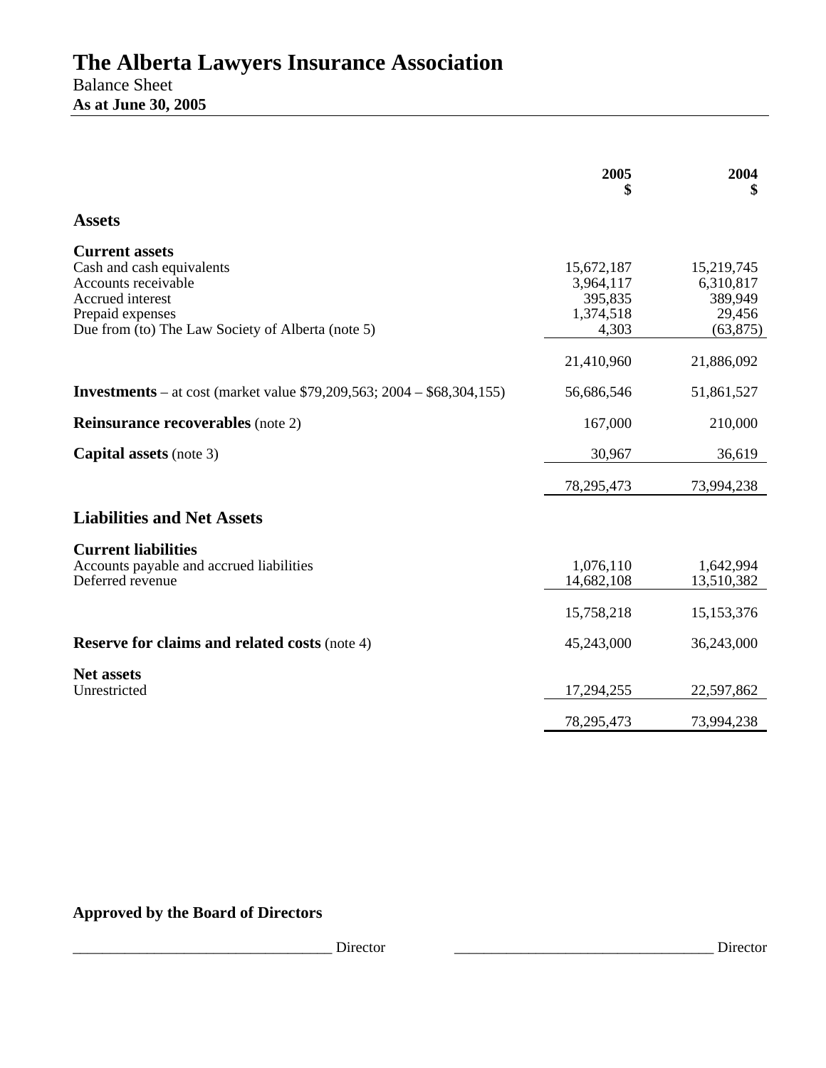# The Alberta Lawyers Insurance Association

Balance Sheet

**As at June 30, 2005**

| | 2005 $ | 2004 $ |
|---|---|---|
| **Assets** | | |
| **Current assets** | | |
| Cash and cash equivalents | 15,672,187 | 15,219,745 |
| Accounts receivable | 3,964,117 | 6,310,817 |
| Accrued interest | 395,835 | 389,949 |
| Prepaid expenses | 1,374,518 | 29,456 |
| Due from (to) The Law Society of Alberta (note 5) | 4,303 | (63,875) |
| | 21,410,960 | 21,886,092 |
| **Investments** – at cost (market value $79,209,563; 2004 – $68,304,155) | 56,686,546 | 51,861,527 |
| **Reinsurance recoverables** (note 2) | 167,000 | 210,000 |
| **Capital assets** (note 3) | 30,967 | 36,619 |
| | 78,295,473 | 73,994,238 |
| **Liabilities and Net Assets** | | |
| **Current liabilities** | | |
| Accounts payable and accrued liabilities | 1,076,110 | 1,642,994 |
| Deferred revenue | 14,682,108 | 13,510,382 |
| | 15,758,218 | 15,153,376 |
| **Reserve for claims and related costs** (note 4) | 45,243,000 | 36,243,000 |
| **Net assets** | | |
| Unrestricted | 17,294,255 | 22,597,862 |
| | 78,295,473 | 73,994,238 |

**Approved by the Board of Directors**

___________________________________ Director ___________________________________ Director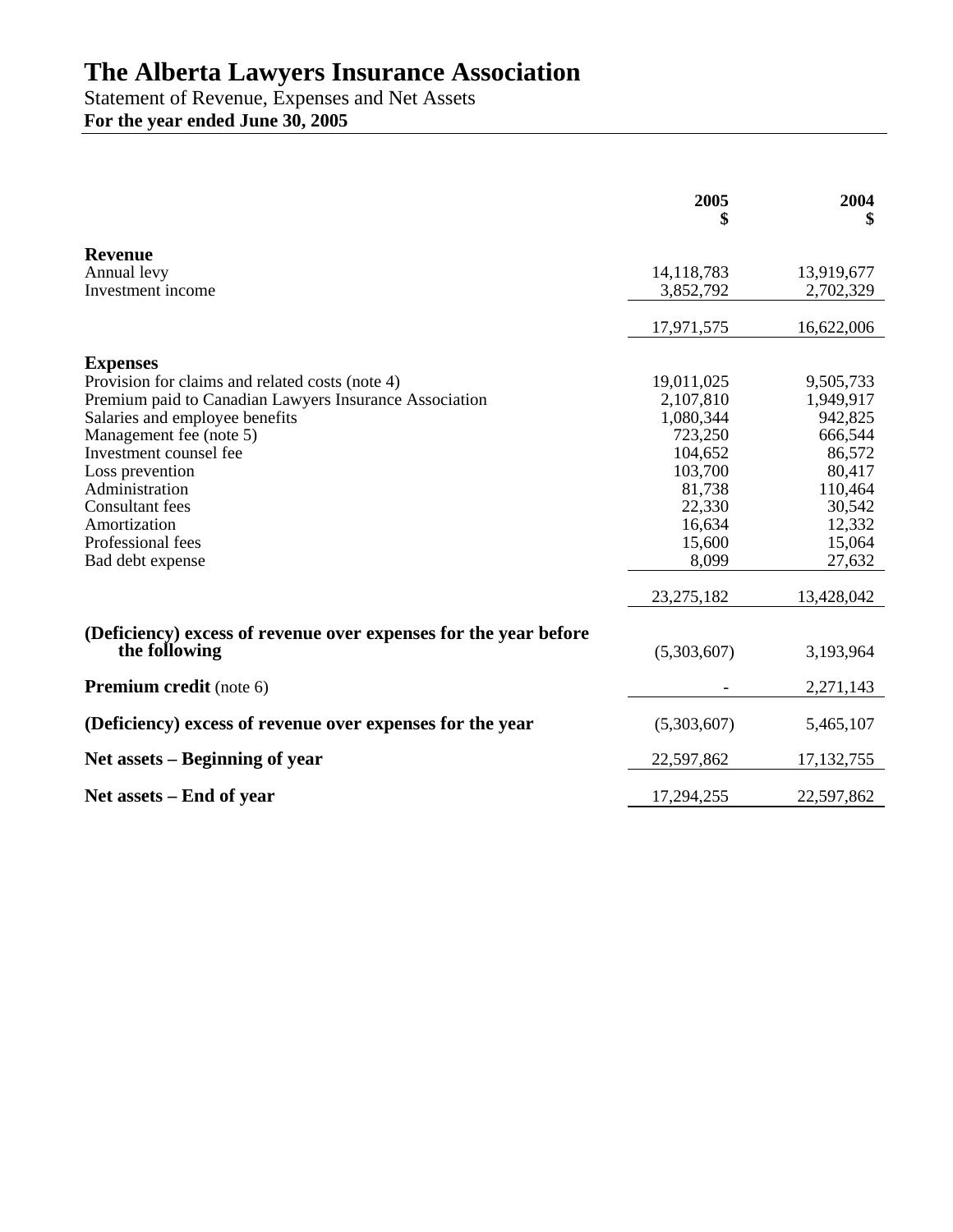# The Alberta Lawyers Insurance Association

Statement of Revenue, Expenses and Net Assets

**For the year ended June 30, 2005**

| | 2005<br>$ | 2004<br>$ |
|---|---:|---:|
| **Revenue** | | |
| Annual levy | 14,118,783 | 13,919,677 |
| Investment income | 3,852,792 | 2,702,329 |
| | 17,971,575 | 16,622,006 |
| **Expenses** | | |
| Provision for claims and related costs (note 4) | 19,011,025 | 9,505,733 |
| Premium paid to Canadian Lawyers Insurance Association | 2,107,810 | 1,949,917 |
| Salaries and employee benefits | 1,080,344 | 942,825 |
| Management fee (note 5) | 723,250 | 666,544 |
| Investment counsel fee | 104,652 | 86,572 |
| Loss prevention | 103,700 | 80,417 |
| Administration | 81,738 | 110,464 |
| Consultant fees | 22,330 | 30,542 |
| Amortization | 16,634 | 12,332 |
| Professional fees | 15,600 | 15,064 |
| Bad debt expense | 8,099 | 27,632 |
| | 23,275,182 | 13,428,042 |
| **(Deficiency) excess of revenue over expenses for the year before the following** | (5,303,607) | 3,193,964 |
| **Premium credit** (note 6) | - | 2,271,143 |
| **(Deficiency) excess of revenue over expenses for the year** | (5,303,607) | 5,465,107 |
| **Net assets – Beginning of year** | 22,597,862 | 17,132,755 |
| **Net assets – End of year** | 17,294,255 | 22,597,862 |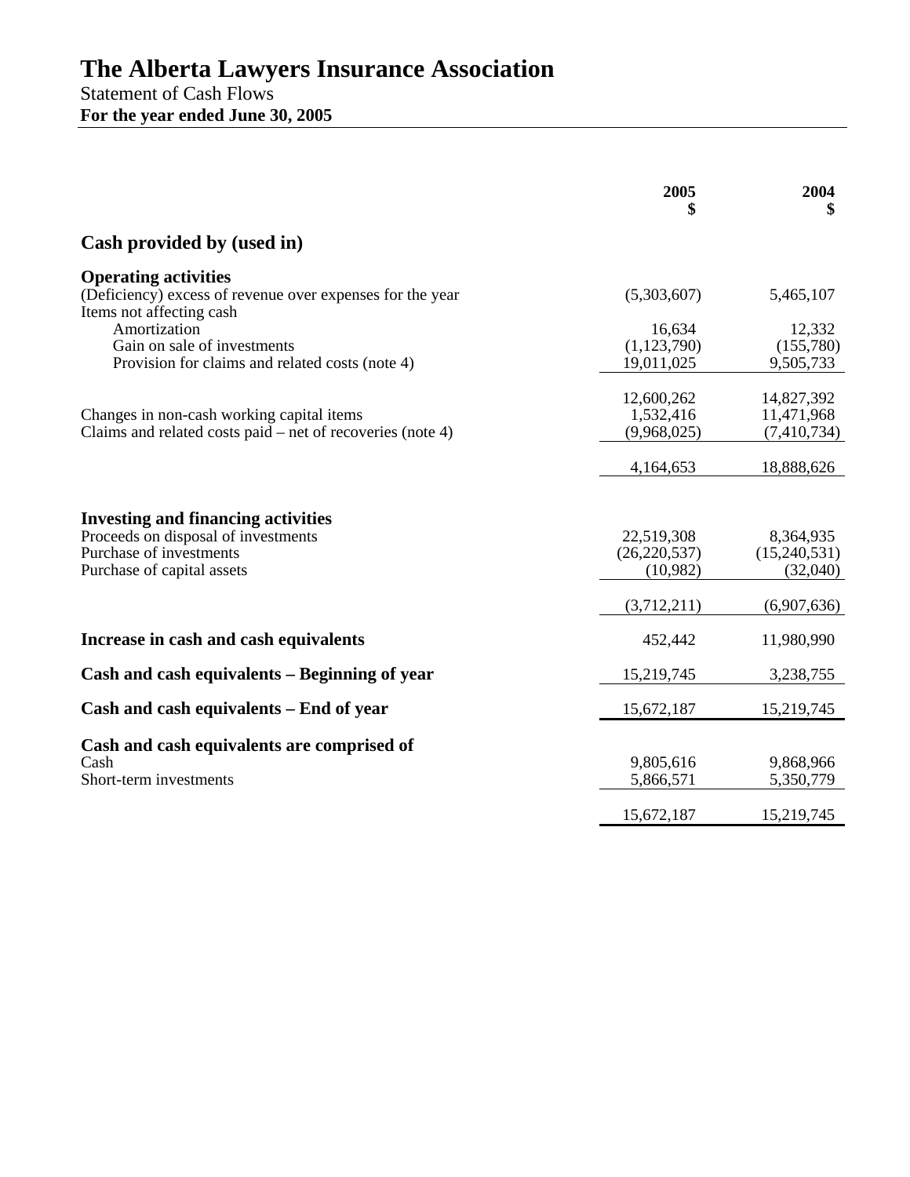# The Alberta Lawyers Insurance Association

Statement of Cash Flows

**For the year ended June 30, 2005**

| | 2005<br>$ | 2004<br>$ |
|---|---|---|
| **Cash provided by (used in)** | | |
| **Operating activities** | | |
| (Deficiency) excess of revenue over expenses for the year | (5,303,607) | 5,465,107 |
| Items not affecting cash | | |
| Amortization | 16,634 | 12,332 |
| Gain on sale of investments | (1,123,790) | (155,780) |
| Provision for claims and related costs (note 4) | 19,011,025 | 9,505,733 |
| | 12,600,262 | 14,827,392 |
| Changes in non-cash working capital items | 1,532,416 | 11,471,968 |
| Claims and related costs paid – net of recoveries (note 4) | (9,968,025) | (7,410,734) |
| | 4,164,653 | 18,888,626 |
| **Investing and financing activities** | | |
| Proceeds on disposal of investments | 22,519,308 | 8,364,935 |
| Purchase of investments | (26,220,537) | (15,240,531) |
| Purchase of capital assets | (10,982) | (32,040) |
| | (3,712,211) | (6,907,636) |
| **Increase in cash and cash equivalents** | 452,442 | 11,980,990 |
| **Cash and cash equivalents – Beginning of year** | 15,219,745 | 3,238,755 |
| **Cash and cash equivalents – End of year** | 15,672,187 | 15,219,745 |
| **Cash and cash equivalents are comprised of** | | |
| Cash | 9,805,616 | 9,868,966 |
| Short-term investments | 5,866,571 | 5,350,779 |
| | 15,672,187 | 15,219,745 |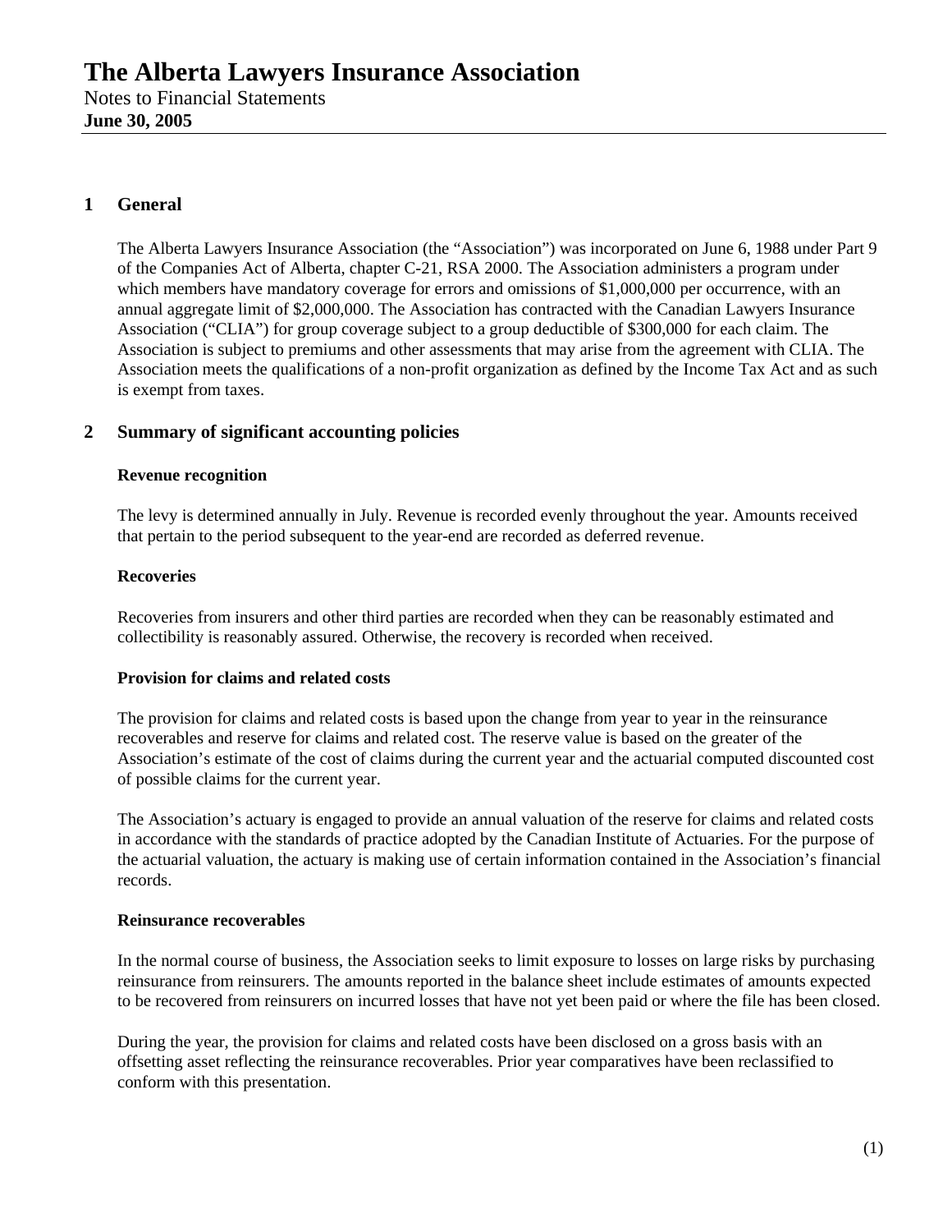# The Alberta Lawyers Insurance Association

Notes to Financial Statements
**June 30, 2005**

## 1 General

The Alberta Lawyers Insurance Association (the "Association") was incorporated on June 6, 1988 under Part 9 of the Companies Act of Alberta, chapter C-21, RSA 2000. The Association administers a program under which members have mandatory coverage for errors and omissions of $1,000,000 per occurrence, with an annual aggregate limit of $2,000,000. The Association has contracted with the Canadian Lawyers Insurance Association ("CLIA") for group coverage subject to a group deductible of $300,000 for each claim. The Association is subject to premiums and other assessments that may arise from the agreement with CLIA. The Association meets the qualifications of a non-profit organization as defined by the Income Tax Act and as such is exempt from taxes.

## 2 Summary of significant accounting policies

**Revenue recognition**

The levy is determined annually in July. Revenue is recorded evenly throughout the year. Amounts received that pertain to the period subsequent to the year-end are recorded as deferred revenue.

**Recoveries**

Recoveries from insurers and other third parties are recorded when they can be reasonably estimated and collectibility is reasonably assured. Otherwise, the recovery is recorded when received.

**Provision for claims and related costs**

The provision for claims and related costs is based upon the change from year to year in the reinsurance recoverables and reserve for claims and related cost. The reserve value is based on the greater of the Association's estimate of the cost of claims during the current year and the actuarial computed discounted cost of possible claims for the current year.

The Association's actuary is engaged to provide an annual valuation of the reserve for claims and related costs in accordance with the standards of practice adopted by the Canadian Institute of Actuaries. For the purpose of the actuarial valuation, the actuary is making use of certain information contained in the Association's financial records.

**Reinsurance recoverables**

In the normal course of business, the Association seeks to limit exposure to losses on large risks by purchasing reinsurance from reinsurers. The amounts reported in the balance sheet include estimates of amounts expected to be recovered from reinsurers on incurred losses that have not yet been paid or where the file has been closed.

During the year, the provision for claims and related costs have been disclosed on a gross basis with an offsetting asset reflecting the reinsurance recoverables. Prior year comparatives have been reclassified to conform with this presentation.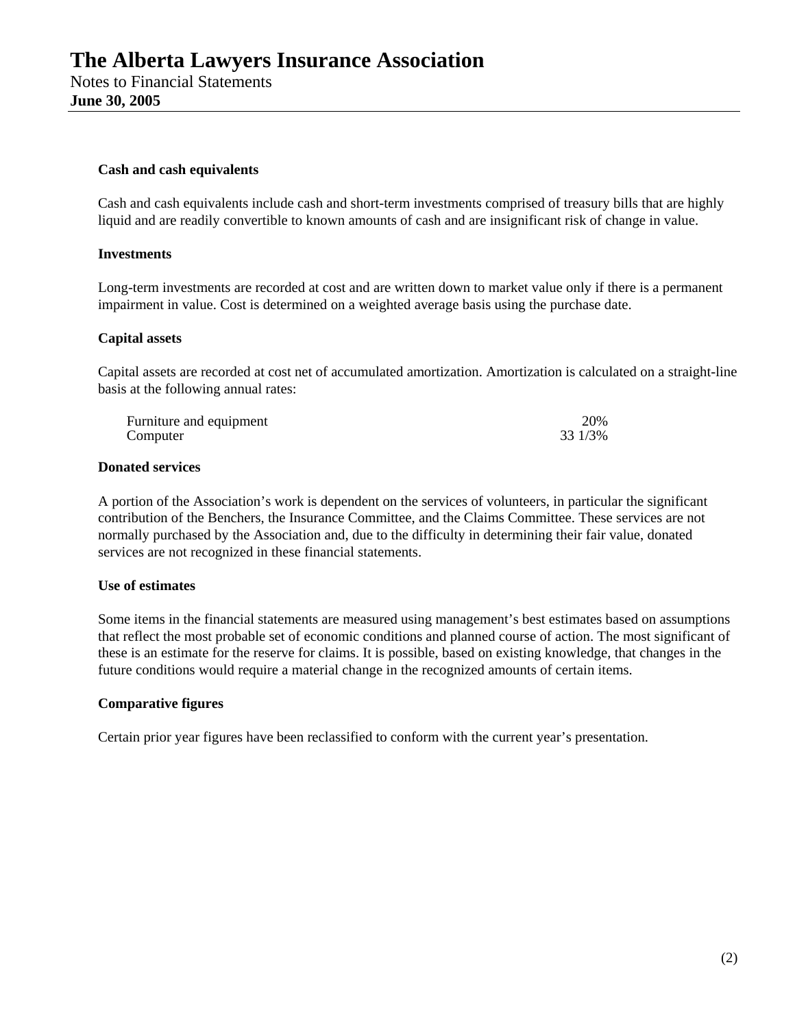**Cash and cash equivalents**

Cash and cash equivalents include cash and short-term investments comprised of treasury bills that are highly liquid and are readily convertible to known amounts of cash and are insignificant risk of change in value.

**Investments**

Long-term investments are recorded at cost and are written down to market value only if there is a permanent impairment in value. Cost is determined on a weighted average basis using the purchase date.

**Capital assets**

Capital assets are recorded at cost net of accumulated amortization. Amortization is calculated on a straight-line basis at the following annual rates:

| | |
|---|---|
| Furniture and equipment | 20% |
| Computer | 33 1/3% |

**Donated services**

A portion of the Association's work is dependent on the services of volunteers, in particular the significant contribution of the Benchers, the Insurance Committee, and the Claims Committee. These services are not normally purchased by the Association and, due to the difficulty in determining their fair value, donated services are not recognized in these financial statements.

**Use of estimates**

Some items in the financial statements are measured using management's best estimates based on assumptions that reflect the most probable set of economic conditions and planned course of action. The most significant of these is an estimate for the reserve for claims. It is possible, based on existing knowledge, that changes in the future conditions would require a material change in the recognized amounts of certain items.

**Comparative figures**

Certain prior year figures have been reclassified to conform with the current year's presentation.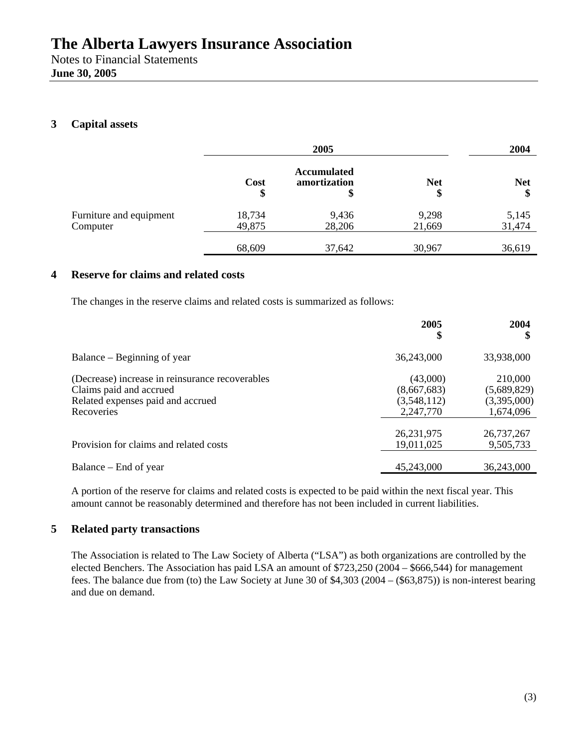# The Alberta Lawyers Insurance Association

Notes to Financial Statements
**June 30, 2005**

## 3 Capital assets

| | 2005 | | | 2004 |
|---|---|---|---|---|
| | **Cost** **$** | **Accumulated amortization** **$** | **Net** **$** | **Net** **$** |
| Furniture and equipment | 18,734 | 9,436 | 9,298 | 5,145 |
| Computer | 49,875 | 28,206 | 21,669 | 31,474 |
| | 68,609 | 37,642 | 30,967 | 36,619 |

## 4 Reserve for claims and related costs

The changes in the reserve claims and related costs is summarized as follows:

| | 2005 $ | 2004 $ |
|---|---|---|
| Balance – Beginning of year | 36,243,000 | 33,938,000 |
| (Decrease) increase in reinsurance recoverables | (43,000) | 210,000 |
| Claims paid and accrued | (8,667,683) | (5,689,829) |
| Related expenses paid and accrued | (3,548,112) | (3,395,000) |
| Recoveries | 2,247,770 | 1,674,096 |
| | 26,231,975 | 26,737,267 |
| Provision for claims and related costs | 19,011,025 | 9,505,733 |
| Balance – End of year | 45,243,000 | 36,243,000 |

A portion of the reserve for claims and related costs is expected to be paid within the next fiscal year. This amount cannot be reasonably determined and therefore has not been included in current liabilities.

## 5 Related party transactions

The Association is related to The Law Society of Alberta ("LSA") as both organizations are controlled by the elected Benchers. The Association has paid LSA an amount of $723,250 (2004 – $666,544) for management fees. The balance due from (to) the Law Society at June 30 of $4,303 (2004 – ($63,875)) is non-interest bearing and due on demand.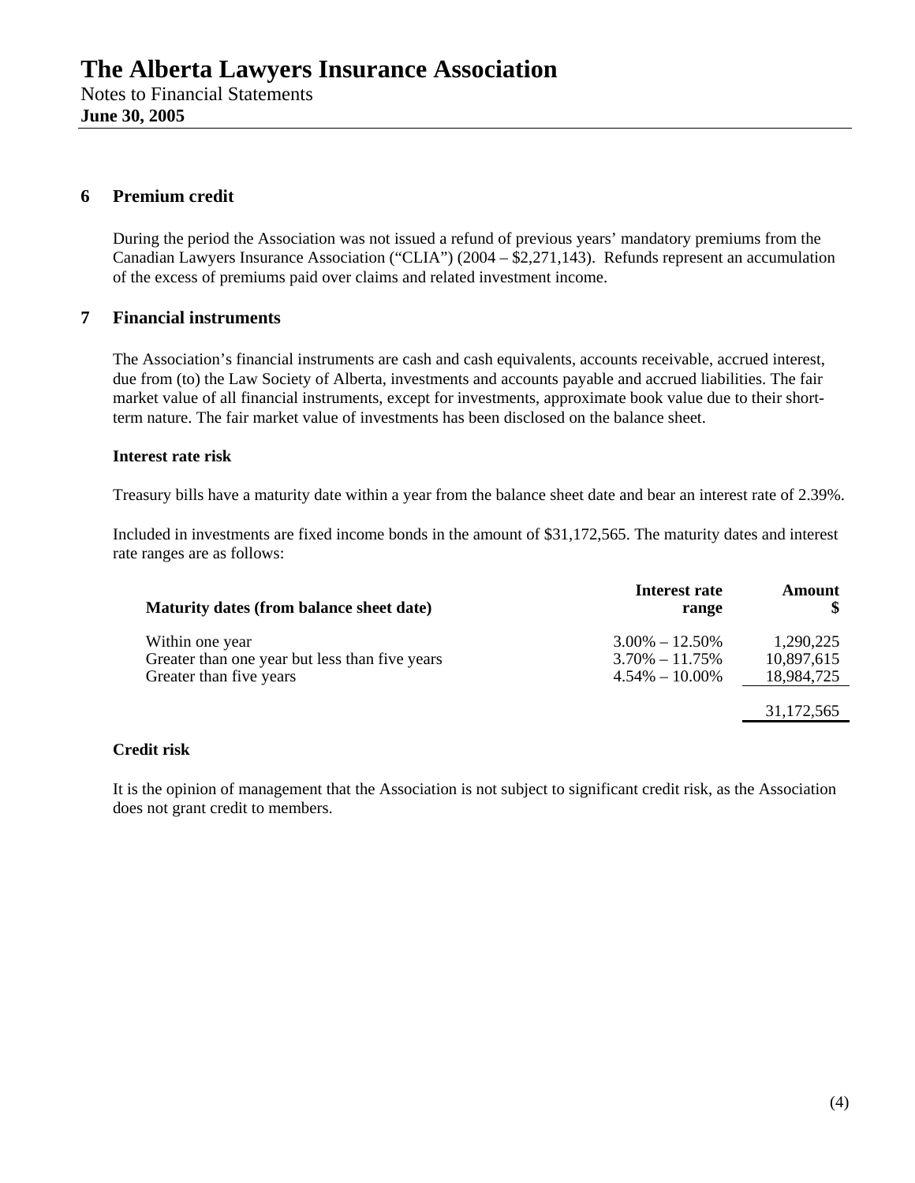# The Alberta Lawyers Insurance Association

Notes to Financial Statements
**June 30, 2005**

## 6 Premium credit

During the period the Association was not issued a refund of previous years' mandatory premiums from the Canadian Lawyers Insurance Association ("CLIA") (2004 – $2,271,143). Refunds represent an accumulation of the excess of premiums paid over claims and related investment income.

## 7 Financial instruments

The Association's financial instruments are cash and cash equivalents, accounts receivable, accrued interest, due from (to) the Law Society of Alberta, investments and accounts payable and accrued liabilities. The fair market value of all financial instruments, except for investments, approximate book value due to their short-term nature. The fair market value of investments has been disclosed on the balance sheet.

### Interest rate risk

Treasury bills have a maturity date within a year from the balance sheet date and bear an interest rate of 2.39%.

Included in investments are fixed income bonds in the amount of $31,172,565. The maturity dates and interest rate ranges are as follows:

| Maturity dates (from balance sheet date) | Interest rate range | Amount $ |
|---|---|---|
| Within one year | 3.00% – 12.50% | 1,290,225 |
| Greater than one year but less than five years | 3.70% – 11.75% | 10,897,615 |
| Greater than five years | 4.54% – 10.00% | 18,984,725 |
| | | 31,172,565 |

### Credit risk

It is the opinion of management that the Association is not subject to significant credit risk, as the Association does not grant credit to members.